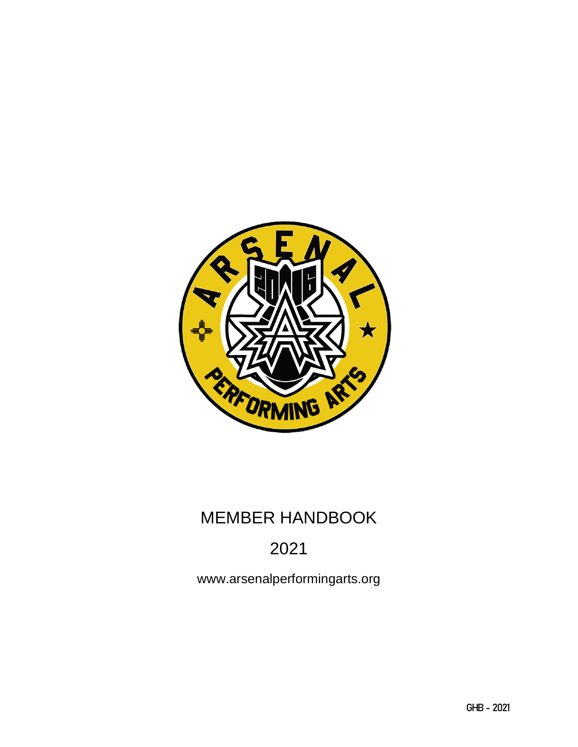# MEMBER HANDBOOK

## 2021

www.arsenalperformingarts.org

GHB - 2021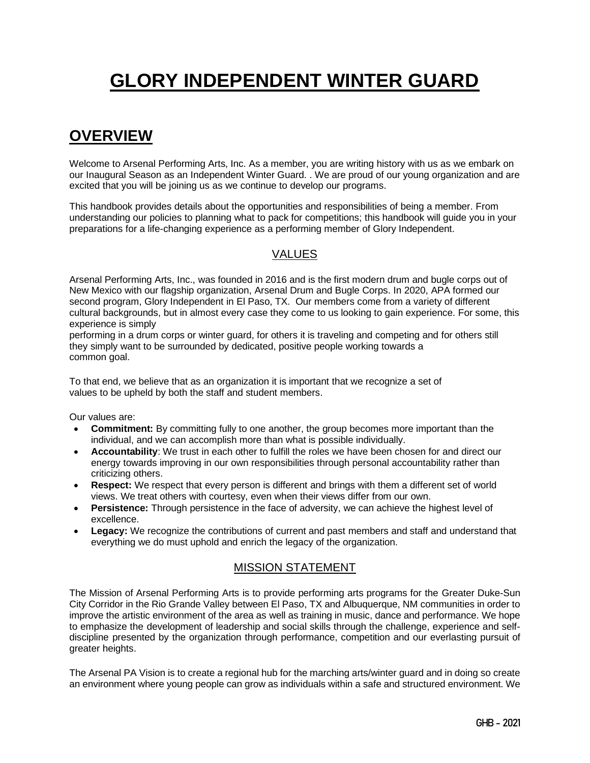# GLORY INDEPENDENT WINTER GUARD

## OVERVIEW

Welcome to Arsenal Performing Arts, Inc. As a member, you are writing history with us as we embark on our Inaugural Season as an Independent Winter Guard. . We are proud of our young organization and are excited that you will be joining us as we continue to develop our programs.

This handbook provides details about the opportunities and responsibilities of being a member. From understanding our policies to planning what to pack for competitions; this handbook will guide you in your preparations for a life-changing experience as a performing member of Glory Independent.

### VALUES

Arsenal Performing Arts, Inc., was founded in 2016 and is the first modern drum and bugle corps out of New Mexico with our flagship organization, Arsenal Drum and Bugle Corps. In 2020, APA formed our second program, Glory Independent in El Paso, TX. Our members come from a variety of different cultural backgrounds, but in almost every case they come to us looking to gain experience. For some, this experience is simply performing in a drum corps or winter guard, for others it is traveling and competing and for others still they simply want to be surrounded by dedicated, positive people working towards a common goal.

To that end, we believe that as an organization it is important that we recognize a set of values to be upheld by both the staff and student members.

Our values are:

- **Commitment:** By committing fully to one another, the group becomes more important than the individual, and we can accomplish more than what is possible individually.
- **Accountability**: We trust in each other to fulfill the roles we have been chosen for and direct our energy towards improving in our own responsibilities through personal accountability rather than criticizing others.
- **Respect:** We respect that every person is different and brings with them a different set of world views. We treat others with courtesy, even when their views differ from our own.
- **Persistence:** Through persistence in the face of adversity, we can achieve the highest level of excellence.
- **Legacy:** We recognize the contributions of current and past members and staff and understand that everything we do must uphold and enrich the legacy of the organization.

### MISSION STATEMENT

The Mission of Arsenal Performing Arts is to provide performing arts programs for the Greater Duke-Sun City Corridor in the Rio Grande Valley between El Paso, TX and Albuquerque, NM communities in order to improve the artistic environment of the area as well as training in music, dance and performance. We hope to emphasize the development of leadership and social skills through the challenge, experience and self-discipline presented by the organization through performance, competition and our everlasting pursuit of greater heights.

The Arsenal PA Vision is to create a regional hub for the marching arts/winter guard and in doing so create an environment where young people can grow as individuals within a safe and structured environment. We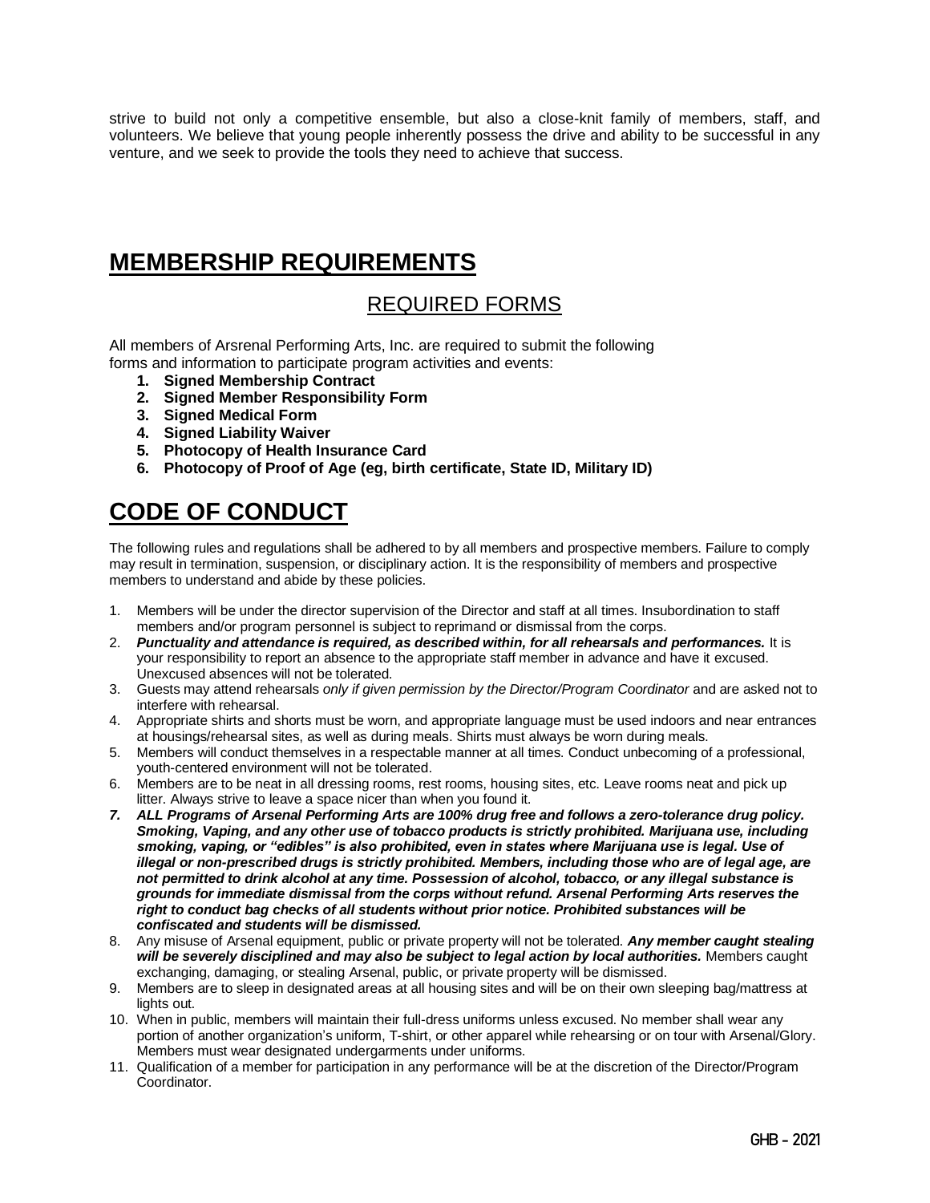strive to build not only a competitive ensemble, but also a close-knit family of members, staff, and volunteers. We believe that young people inherently possess the drive and ability to be successful in any venture, and we seek to provide the tools they need to achieve that success.

# MEMBERSHIP REQUIREMENTS

## REQUIRED FORMS

All members of Arsrenal Performing Arts, Inc. are required to submit the following forms and information to participate program activities and events:

1. **Signed Membership Contract**
2. **Signed Member Responsibility Form**
3. **Signed Medical Form**
4. **Signed Liability Waiver**
5. **Photocopy of Health Insurance Card**
6. **Photocopy of Proof of Age (eg, birth certificate, State ID, Military ID)**

# CODE OF CONDUCT

The following rules and regulations shall be adhered to by all members and prospective members. Failure to comply may result in termination, suspension, or disciplinary action. It is the responsibility of members and prospective members to understand and abide by these policies.

1. Members will be under the director supervision of the Director and staff at all times. Insubordination to staff members and/or program personnel is subject to reprimand or dismissal from the corps.
2. ***Punctuality and attendance is required, as described within, for all rehearsals and performances.*** It is your responsibility to report an absence to the appropriate staff member in advance and have it excused. Unexcused absences will not be tolerated.
3. Guests may attend rehearsals *only if given permission by the Director/Program Coordinator* and are asked not to interfere with rehearsal.
4. Appropriate shirts and shorts must be worn, and appropriate language must be used indoors and near entrances at housings/rehearsal sites, as well as during meals. Shirts must always be worn during meals.
5. Members will conduct themselves in a respectable manner at all times. Conduct unbecoming of a professional, youth-centered environment will not be tolerated.
6. Members are to be neat in all dressing rooms, rest rooms, housing sites, etc. Leave rooms neat and pick up litter. Always strive to leave a space nicer than when you found it.
7. ***ALL Programs of Arsenal Performing Arts are 100% drug free and follows a zero-tolerance drug policy. Smoking, Vaping, and any other use of tobacco products is strictly prohibited. Marijuana use, including smoking, vaping, or "edibles" is also prohibited, even in states where Marijuana use is legal. Use of illegal or non-prescribed drugs is strictly prohibited. Members, including those who are of legal age, are not permitted to drink alcohol at any time. Possession of alcohol, tobacco, or any illegal substance is grounds for immediate dismissal from the corps without refund. Arsenal Performing Arts reserves the right to conduct bag checks of all students without prior notice. Prohibited substances will be confiscated and students will be dismissed.***
8. Any misuse of Arsenal equipment, public or private property will not be tolerated. ***Any member caught stealing will be severely disciplined and may also be subject to legal action by local authorities.*** Members caught exchanging, damaging, or stealing Arsenal, public, or private property will be dismissed.
9. Members are to sleep in designated areas at all housing sites and will be on their own sleeping bag/mattress at lights out.
10. When in public, members will maintain their full-dress uniforms unless excused. No member shall wear any portion of another organization's uniform, T-shirt, or other apparel while rehearsing or on tour with Arsenal/Glory. Members must wear designated undergarments under uniforms.
11. Qualification of a member for participation in any performance will be at the discretion of the Director/Program Coordinator.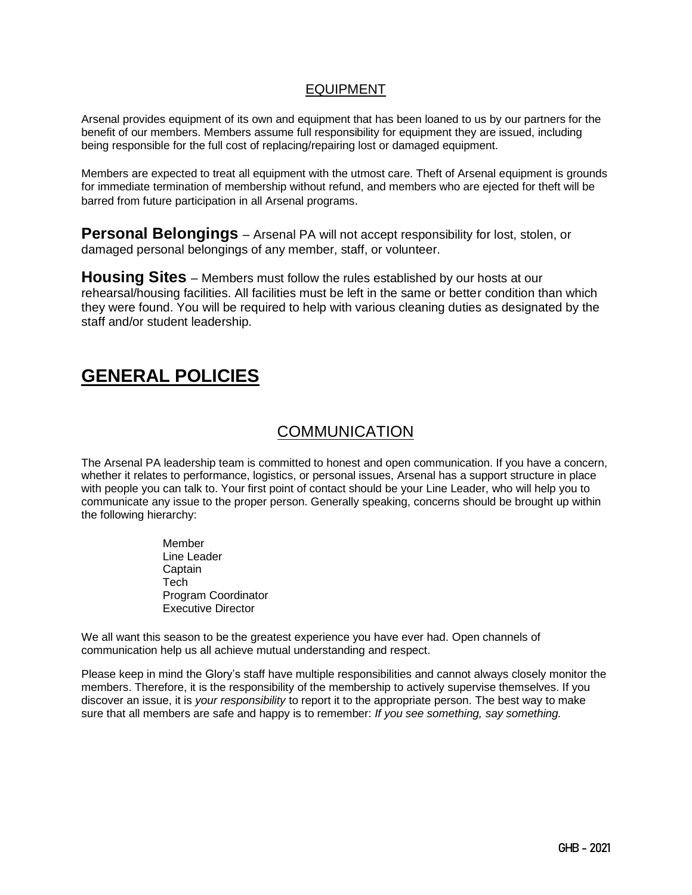## EQUIPMENT

Arsenal provides equipment of its own and equipment that has been loaned to us by our partners for the benefit of our members. Members assume full responsibility for equipment they are issued, including being responsible for the full cost of replacing/repairing lost or damaged equipment.

Members are expected to treat all equipment with the utmost care. Theft of Arsenal equipment is grounds for immediate termination of membership without refund, and members who are ejected for theft will be barred from future participation in all Arsenal programs.

**Personal Belongings** – Arsenal PA will not accept responsibility for lost, stolen, or damaged personal belongings of any member, staff, or volunteer.

**Housing Sites** – Members must follow the rules established by our hosts at our rehearsal/housing facilities. All facilities must be left in the same or better condition than which they were found. You will be required to help with various cleaning duties as designated by the staff and/or student leadership.

# GENERAL POLICIES

## COMMUNICATION

The Arsenal PA leadership team is committed to honest and open communication. If you have a concern, whether it relates to performance, logistics, or personal issues, Arsenal has a support structure in place with people you can talk to. Your first point of contact should be your Line Leader, who will help you to communicate any issue to the proper person. Generally speaking, concerns should be brought up within the following hierarchy:

Member
Line Leader
Captain
Tech
Program Coordinator
Executive Director

We all want this season to be the greatest experience you have ever had. Open channels of communication help us all achieve mutual understanding and respect.

Please keep in mind the Glory's staff have multiple responsibilities and cannot always closely monitor the members. Therefore, it is the responsibility of the membership to actively supervise themselves. If you discover an issue, it is *your responsibility* to report it to the appropriate person. The best way to make sure that all members are safe and happy is to remember: *If you see something, say something.*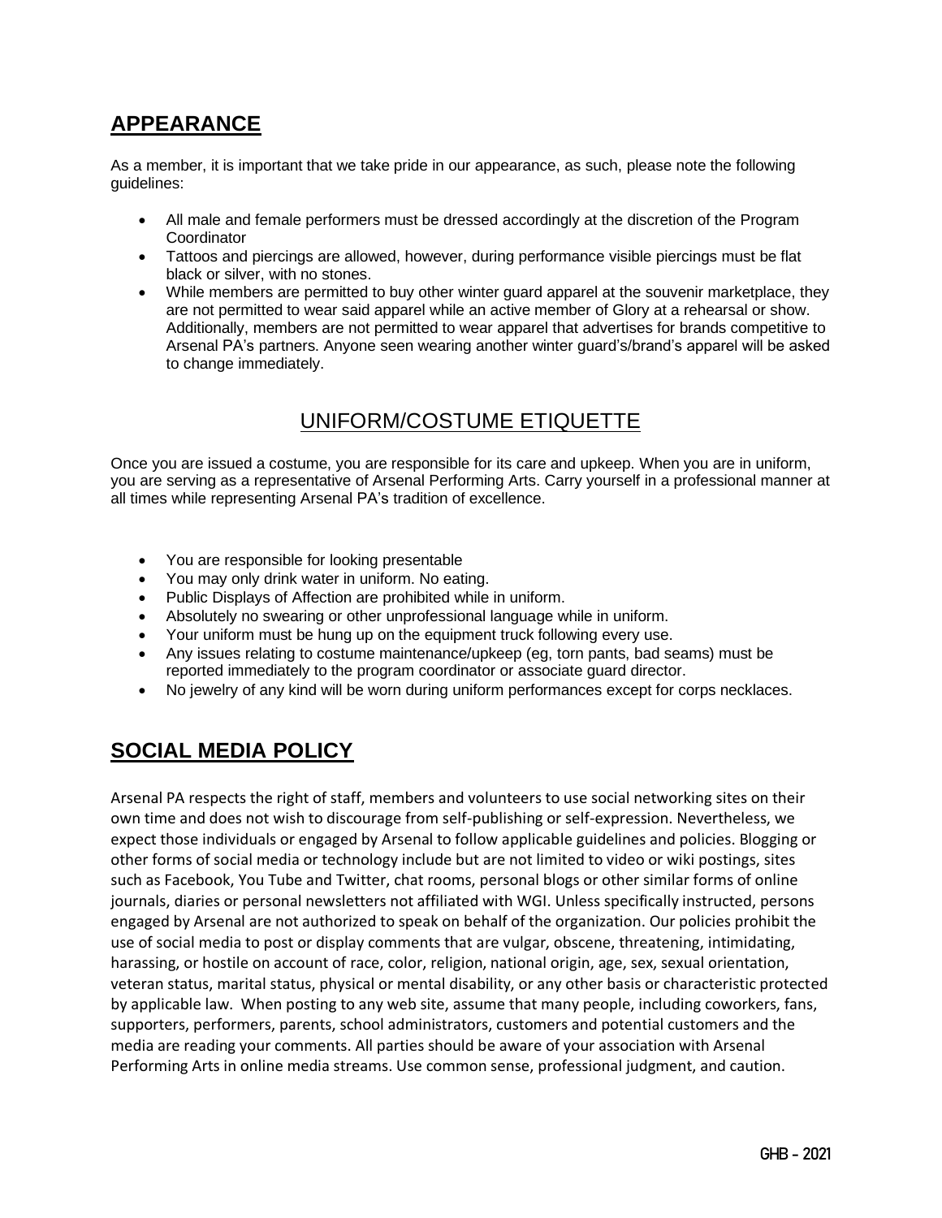## APPEARANCE

As a member, it is important that we take pride in our appearance, as such, please note the following guidelines:

- All male and female performers must be dressed accordingly at the discretion of the Program Coordinator
- Tattoos and piercings are allowed, however, during performance visible piercings must be flat black or silver, with no stones.
- While members are permitted to buy other winter guard apparel at the souvenir marketplace, they are not permitted to wear said apparel while an active member of Glory at a rehearsal or show. Additionally, members are not permitted to wear apparel that advertises for brands competitive to Arsenal PA's partners. Anyone seen wearing another winter guard's/brand's apparel will be asked to change immediately.

### UNIFORM/COSTUME ETIQUETTE

Once you are issued a costume, you are responsible for its care and upkeep. When you are in uniform, you are serving as a representative of Arsenal Performing Arts. Carry yourself in a professional manner at all times while representing Arsenal PA's tradition of excellence.

- You are responsible for looking presentable
- You may only drink water in uniform. No eating.
- Public Displays of Affection are prohibited while in uniform.
- Absolutely no swearing or other unprofessional language while in uniform.
- Your uniform must be hung up on the equipment truck following every use.
- Any issues relating to costume maintenance/upkeep (eg, torn pants, bad seams) must be reported immediately to the program coordinator or associate guard director.
- No jewelry of any kind will be worn during uniform performances except for corps necklaces.

## SOCIAL MEDIA POLICY

Arsenal PA respects the right of staff, members and volunteers to use social networking sites on their own time and does not wish to discourage from self-publishing or self-expression. Nevertheless, we expect those individuals or engaged by Arsenal to follow applicable guidelines and policies. Blogging or other forms of social media or technology include but are not limited to video or wiki postings, sites such as Facebook, You Tube and Twitter, chat rooms, personal blogs or other similar forms of online journals, diaries or personal newsletters not affiliated with WGI. Unless specifically instructed, persons engaged by Arsenal are not authorized to speak on behalf of the organization. Our policies prohibit the use of social media to post or display comments that are vulgar, obscene, threatening, intimidating, harassing, or hostile on account of race, color, religion, national origin, age, sex, sexual orientation, veteran status, marital status, physical or mental disability, or any other basis or characteristic protected by applicable law. When posting to any web site, assume that many people, including coworkers, fans, supporters, performers, parents, school administrators, customers and potential customers and the media are reading your comments. All parties should be aware of your association with Arsenal Performing Arts in online media streams. Use common sense, professional judgment, and caution.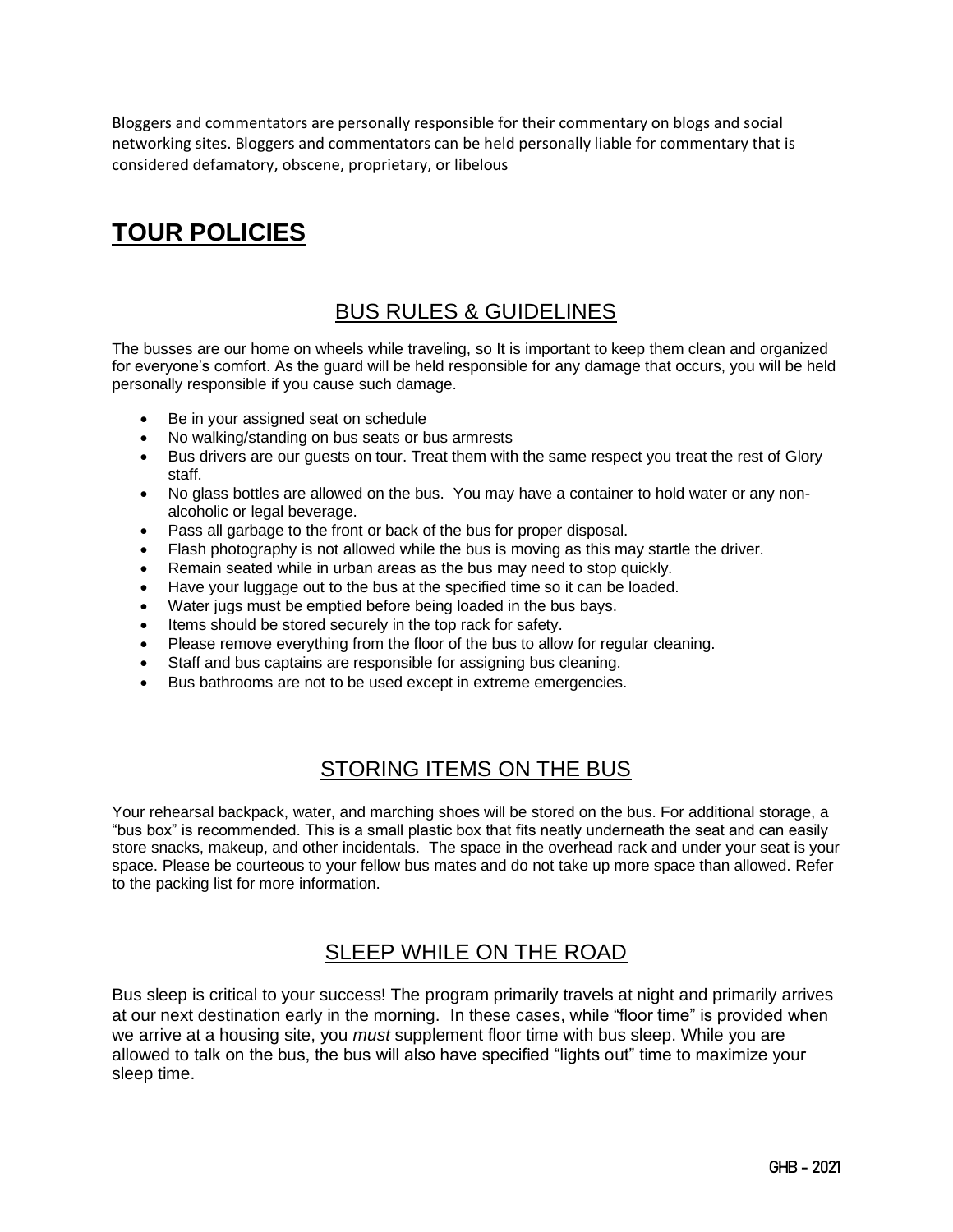Bloggers and commentators are personally responsible for their commentary on blogs and social networking sites. Bloggers and commentators can be held personally liable for commentary that is considered defamatory, obscene, proprietary, or libelous

# TOUR POLICIES

## BUS RULES & GUIDELINES

The busses are our home on wheels while traveling, so It is important to keep them clean and organized for everyone's comfort. As the guard will be held responsible for any damage that occurs, you will be held personally responsible if you cause such damage.

- Be in your assigned seat on schedule
- No walking/standing on bus seats or bus armrests
- Bus drivers are our guests on tour. Treat them with the same respect you treat the rest of Glory staff.
- No glass bottles are allowed on the bus. You may have a container to hold water or any non-alcoholic or legal beverage.
- Pass all garbage to the front or back of the bus for proper disposal.
- Flash photography is not allowed while the bus is moving as this may startle the driver.
- Remain seated while in urban areas as the bus may need to stop quickly.
- Have your luggage out to the bus at the specified time so it can be loaded.
- Water jugs must be emptied before being loaded in the bus bays.
- Items should be stored securely in the top rack for safety.
- Please remove everything from the floor of the bus to allow for regular cleaning.
- Staff and bus captains are responsible for assigning bus cleaning.
- Bus bathrooms are not to be used except in extreme emergencies.

## STORING ITEMS ON THE BUS

Your rehearsal backpack, water, and marching shoes will be stored on the bus. For additional storage, a "bus box" is recommended. This is a small plastic box that fits neatly underneath the seat and can easily store snacks, makeup, and other incidentals. The space in the overhead rack and under your seat is your space. Please be courteous to your fellow bus mates and do not take up more space than allowed. Refer to the packing list for more information.

## SLEEP WHILE ON THE ROAD

Bus sleep is critical to your success! The program primarily travels at night and primarily arrives at our next destination early in the morning. In these cases, while "floor time" is provided when we arrive at a housing site, you *must* supplement floor time with bus sleep. While you are allowed to talk on the bus, the bus will also have specified "lights out" time to maximize your sleep time.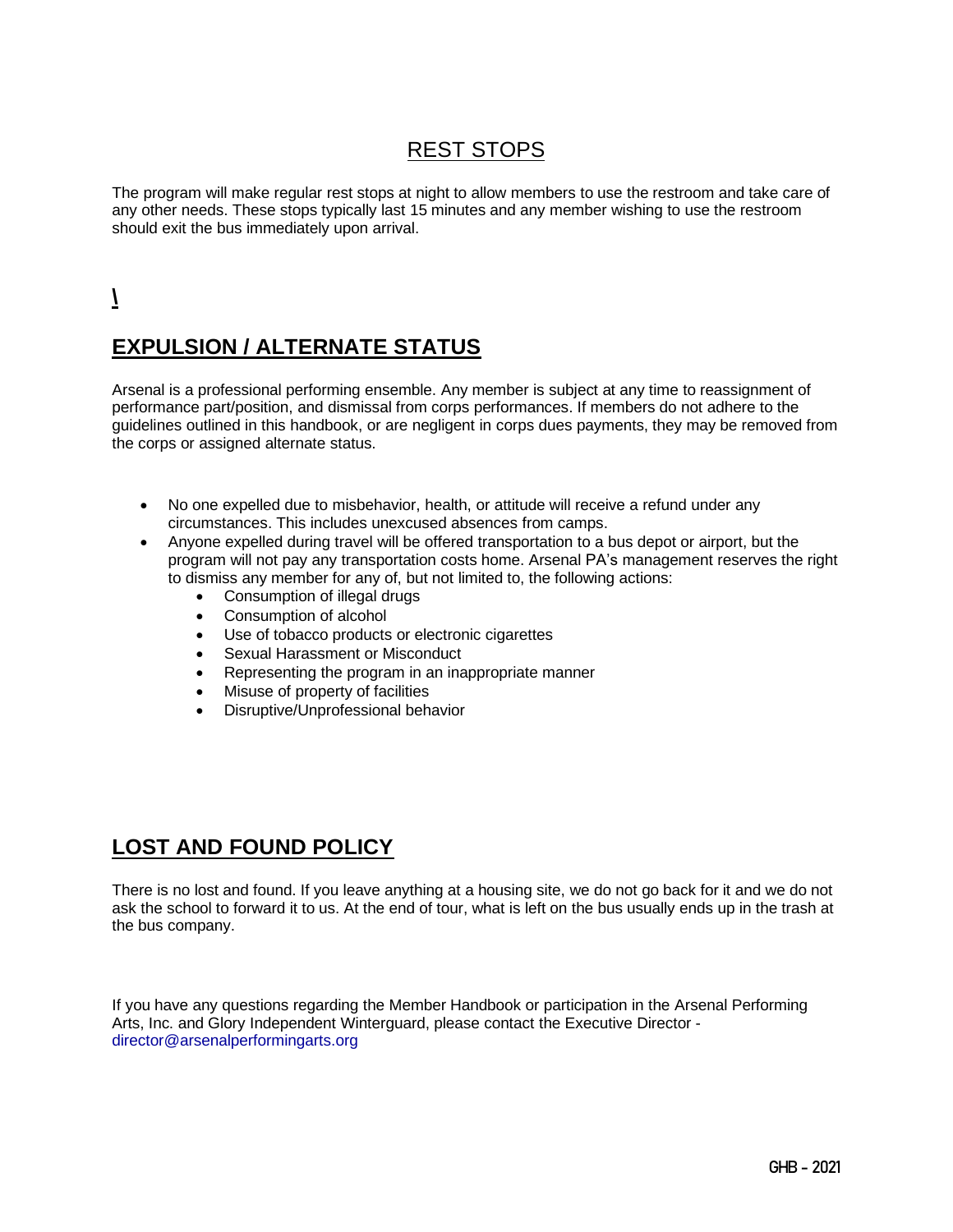## REST STOPS

The program will make regular rest stops at night to allow members to use the restroom and take care of any other needs. These stops typically last 15 minutes and any member wishing to use the restroom should exit the bus immediately upon arrival.

\

## EXPULSION / ALTERNATE STATUS

Arsenal is a professional performing ensemble. Any member is subject at any time to reassignment of performance part/position, and dismissal from corps performances. If members do not adhere to the guidelines outlined in this handbook, or are negligent in corps dues payments, they may be removed from the corps or assigned alternate status.

- No one expelled due to misbehavior, health, or attitude will receive a refund under any circumstances. This includes unexcused absences from camps.
- Anyone expelled during travel will be offered transportation to a bus depot or airport, but the program will not pay any transportation costs home. Arsenal PA's management reserves the right to dismiss any member for any of, but not limited to, the following actions:
    - Consumption of illegal drugs
    - Consumption of alcohol
    - Use of tobacco products or electronic cigarettes
    - Sexual Harassment or Misconduct
    - Representing the program in an inappropriate manner
    - Misuse of property of facilities
    - Disruptive/Unprofessional behavior

## LOST AND FOUND POLICY

There is no lost and found. If you leave anything at a housing site, we do not go back for it and we do not ask the school to forward it to us. At the end of tour, what is left on the bus usually ends up in the trash at the bus company.

If you have any questions regarding the Member Handbook or participation in the Arsenal Performing Arts, Inc. and Glory Independent Winterguard, please contact the Executive Director - director@arsenalperformingarts.org